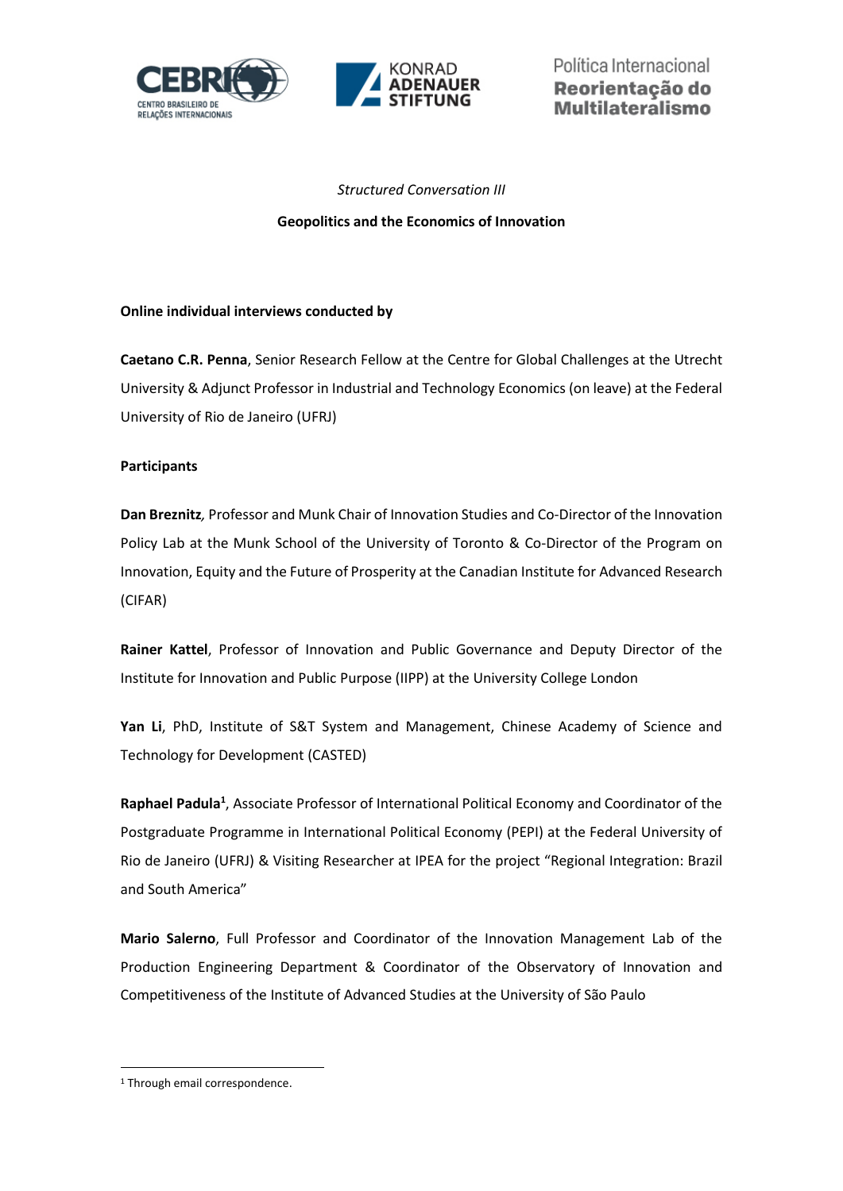Política Internacional
**Reorientação do Multilateralismo**

*Structured Conversation III*

# Geopolitics and the Economics of Innovation

**Online individual interviews conducted by**

**Caetano C.R. Penna**, Senior Research Fellow at the Centre for Global Challenges at the Utrecht University & Adjunct Professor in Industrial and Technology Economics (on leave) at the Federal University of Rio de Janeiro (UFRJ)

**Participants**

**Dan Breznitz***,* Professor and Munk Chair of Innovation Studies and Co-Director of the Innovation Policy Lab at the Munk School of the University of Toronto & Co-Director of the Program on Innovation, Equity and the Future of Prosperity at the Canadian Institute for Advanced Research (CIFAR)

**Rainer Kattel**, Professor of Innovation and Public Governance and Deputy Director of the Institute for Innovation and Public Purpose (IIPP) at the University College London

**Yan Li**, PhD, Institute of S&T System and Management, Chinese Academy of Science and Technology for Development (CASTED)

**Raphael Padula**[1], Associate Professor of International Political Economy and Coordinator of the Postgraduate Programme in International Political Economy (PEPI) at the Federal University of Rio de Janeiro (UFRJ) & Visiting Researcher at IPEA for the project "Regional Integration: Brazil and South America"

**Mario Salerno**, Full Professor and Coordinator of the Innovation Management Lab of the Production Engineering Department & Coordinator of the Observatory of Innovation and Competitiveness of the Institute of Advanced Studies at the University of São Paulo

[1] Through email correspondence.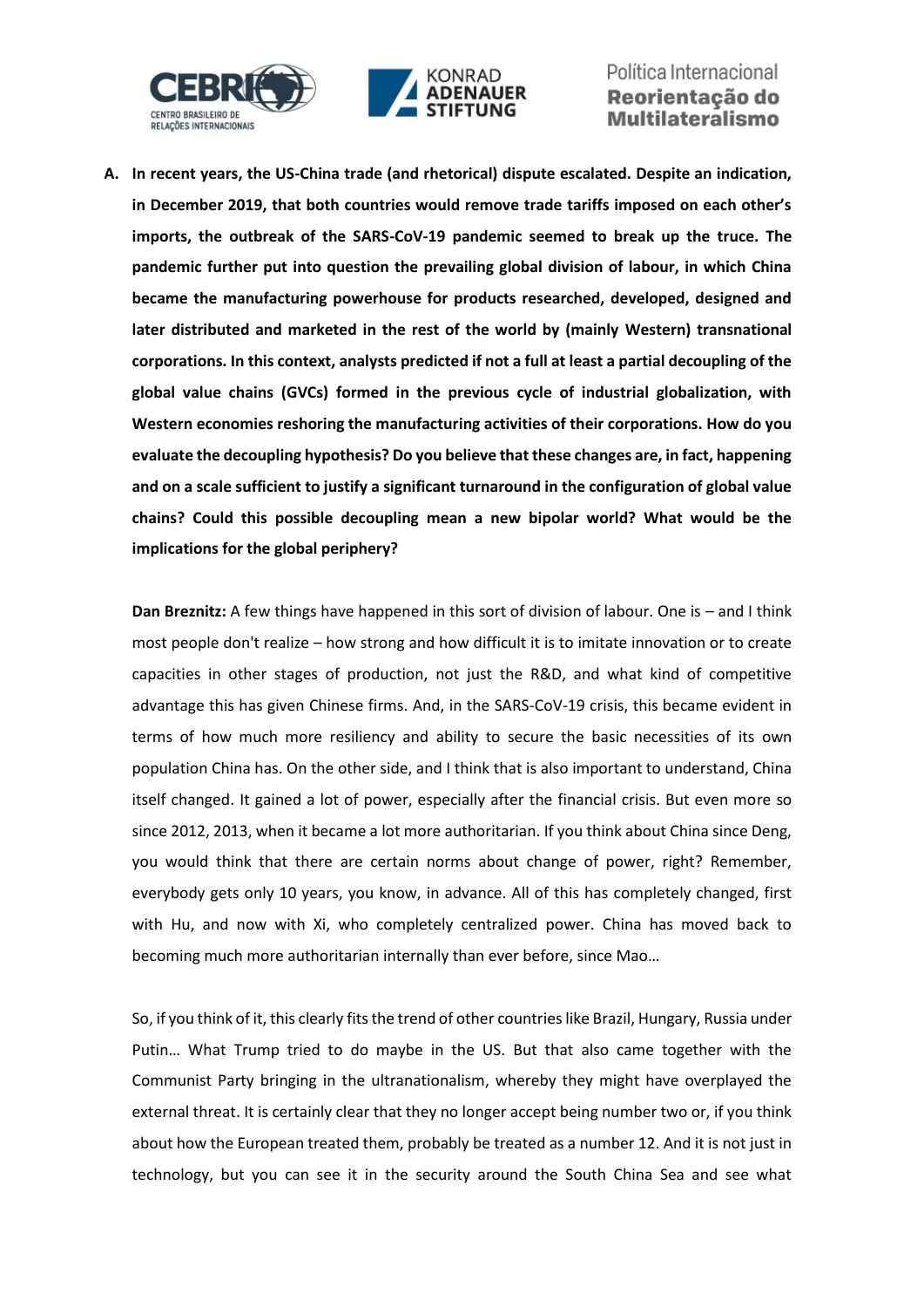**A. In recent years, the US-China trade (and rhetorical) dispute escalated. Despite an indication, in December 2019, that both countries would remove trade tariffs imposed on each other's imports, the outbreak of the SARS-CoV-19 pandemic seemed to break up the truce. The pandemic further put into question the prevailing global division of labour, in which China became the manufacturing powerhouse for products researched, developed, designed and later distributed and marketed in the rest of the world by (mainly Western) transnational corporations. In this context, analysts predicted if not a full at least a partial decoupling of the global value chains (GVCs) formed in the previous cycle of industrial globalization, with Western economies reshoring the manufacturing activities of their corporations. How do you evaluate the decoupling hypothesis? Do you believe that these changes are, in fact, happening and on a scale sufficient to justify a significant turnaround in the configuration of global value chains? Could this possible decoupling mean a new bipolar world? What would be the implications for the global periphery?**

**Dan Breznitz:** A few things have happened in this sort of division of labour. One is – and I think most people don't realize – how strong and how difficult it is to imitate innovation or to create capacities in other stages of production, not just the R&D, and what kind of competitive advantage this has given Chinese firms. And, in the SARS-CoV-19 crisis, this became evident in terms of how much more resiliency and ability to secure the basic necessities of its own population China has. On the other side, and I think that is also important to understand, China itself changed. It gained a lot of power, especially after the financial crisis. But even more so since 2012, 2013, when it became a lot more authoritarian. If you think about China since Deng, you would think that there are certain norms about change of power, right? Remember, everybody gets only 10 years, you know, in advance. All of this has completely changed, first with Hu, and now with Xi, who completely centralized power. China has moved back to becoming much more authoritarian internally than ever before, since Mao…

So, if you think of it, this clearly fits the trend of other countries like Brazil, Hungary, Russia under Putin… What Trump tried to do maybe in the US. But that also came together with the Communist Party bringing in the ultranationalism, whereby they might have overplayed the external threat. It is certainly clear that they no longer accept being number two or, if you think about how the European treated them, probably be treated as a number 12. And it is not just in technology, but you can see it in the security around the South China Sea and see what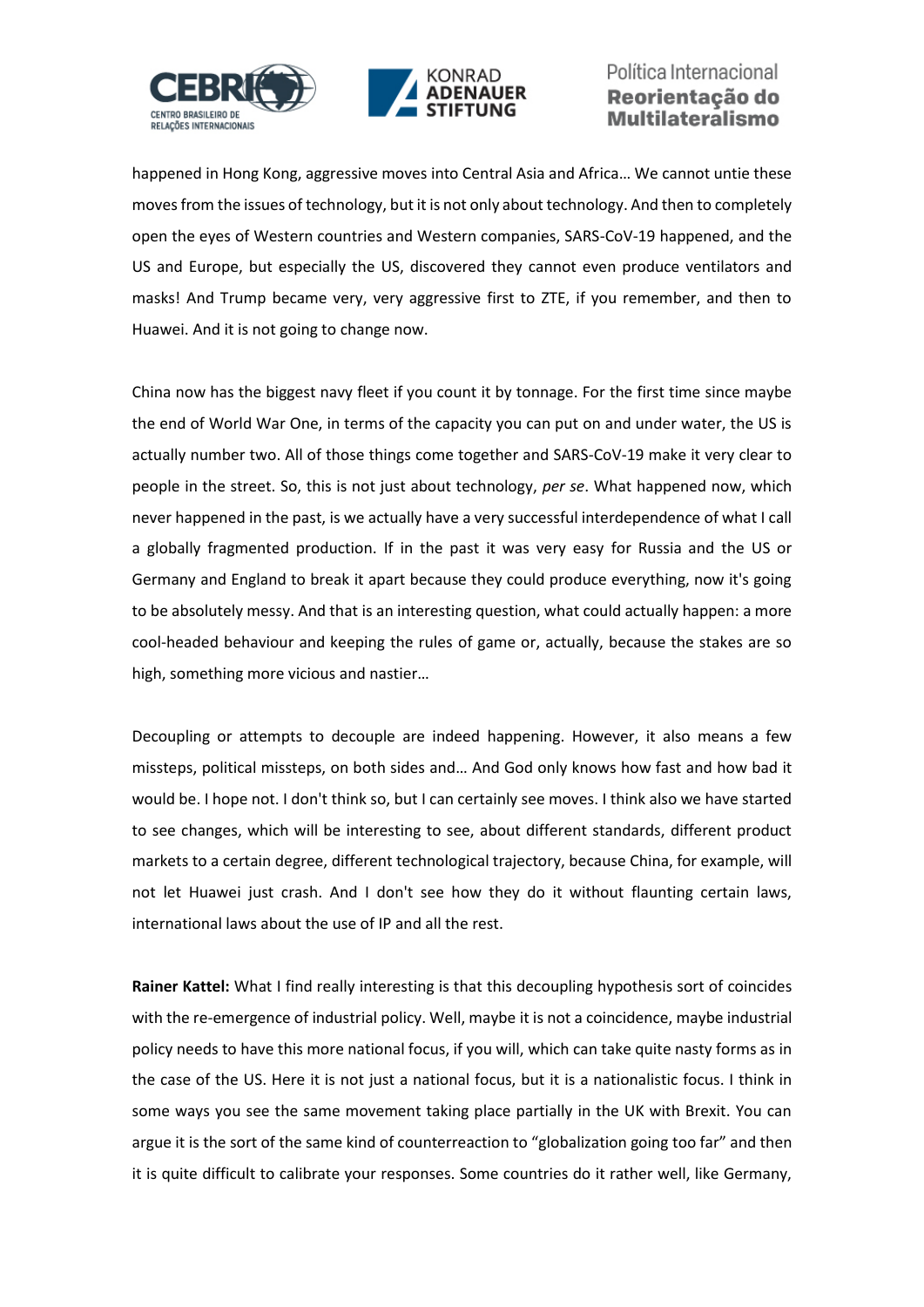happened in Hong Kong, aggressive moves into Central Asia and Africa… We cannot untie these moves from the issues of technology, but it is not only about technology. And then to completely open the eyes of Western countries and Western companies, SARS-CoV-19 happened, and the US and Europe, but especially the US, discovered they cannot even produce ventilators and masks! And Trump became very, very aggressive first to ZTE, if you remember, and then to Huawei. And it is not going to change now.

China now has the biggest navy fleet if you count it by tonnage. For the first time since maybe the end of World War One, in terms of the capacity you can put on and under water, the US is actually number two. All of those things come together and SARS-CoV-19 make it very clear to people in the street. So, this is not just about technology, *per se*. What happened now, which never happened in the past, is we actually have a very successful interdependence of what I call a globally fragmented production. If in the past it was very easy for Russia and the US or Germany and England to break it apart because they could produce everything, now it's going to be absolutely messy. And that is an interesting question, what could actually happen: a more cool-headed behaviour and keeping the rules of game or, actually, because the stakes are so high, something more vicious and nastier…

Decoupling or attempts to decouple are indeed happening. However, it also means a few missteps, political missteps, on both sides and… And God only knows how fast and how bad it would be. I hope not. I don't think so, but I can certainly see moves. I think also we have started to see changes, which will be interesting to see, about different standards, different product markets to a certain degree, different technological trajectory, because China, for example, will not let Huawei just crash. And I don't see how they do it without flaunting certain laws, international laws about the use of IP and all the rest.

**Rainer Kattel:** What I find really interesting is that this decoupling hypothesis sort of coincides with the re-emergence of industrial policy. Well, maybe it is not a coincidence, maybe industrial policy needs to have this more national focus, if you will, which can take quite nasty forms as in the case of the US. Here it is not just a national focus, but it is a nationalistic focus. I think in some ways you see the same movement taking place partially in the UK with Brexit. You can argue it is the sort of the same kind of counterreaction to "globalization going too far" and then it is quite difficult to calibrate your responses. Some countries do it rather well, like Germany,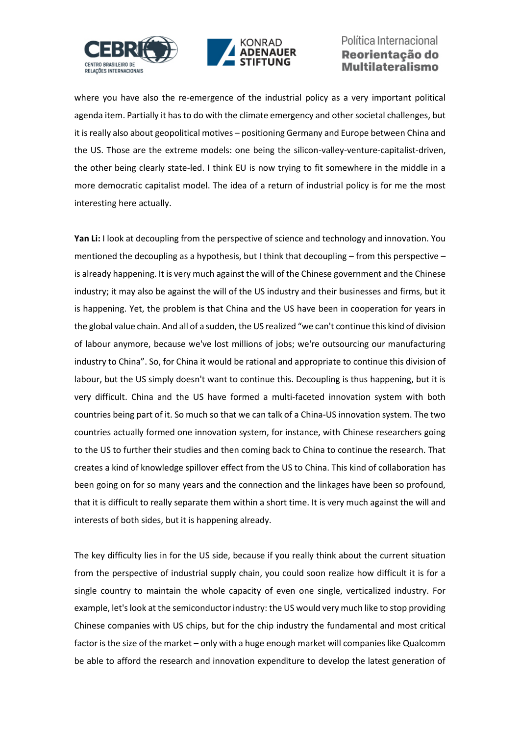where you have also the re-emergence of the industrial policy as a very important political agenda item. Partially it has to do with the climate emergency and other societal challenges, but it is really also about geopolitical motives – positioning Germany and Europe between China and the US. Those are the extreme models: one being the silicon-valley-venture-capitalist-driven, the other being clearly state-led. I think EU is now trying to fit somewhere in the middle in a more democratic capitalist model. The idea of a return of industrial policy is for me the most interesting here actually.

**Yan Li:** I look at decoupling from the perspective of science and technology and innovation. You mentioned the decoupling as a hypothesis, but I think that decoupling – from this perspective – is already happening. It is very much against the will of the Chinese government and the Chinese industry; it may also be against the will of the US industry and their businesses and firms, but it is happening. Yet, the problem is that China and the US have been in cooperation for years in the global value chain. And all of a sudden, the US realized "we can't continue this kind of division of labour anymore, because we've lost millions of jobs; we're outsourcing our manufacturing industry to China". So, for China it would be rational and appropriate to continue this division of labour, but the US simply doesn't want to continue this. Decoupling is thus happening, but it is very difficult. China and the US have formed a multi-faceted innovation system with both countries being part of it. So much so that we can talk of a China-US innovation system. The two countries actually formed one innovation system, for instance, with Chinese researchers going to the US to further their studies and then coming back to China to continue the research. That creates a kind of knowledge spillover effect from the US to China. This kind of collaboration has been going on for so many years and the connection and the linkages have been so profound, that it is difficult to really separate them within a short time. It is very much against the will and interests of both sides, but it is happening already.

The key difficulty lies in for the US side, because if you really think about the current situation from the perspective of industrial supply chain, you could soon realize how difficult it is for a single country to maintain the whole capacity of even one single, verticalized industry. For example, let's look at the semiconductor industry: the US would very much like to stop providing Chinese companies with US chips, but for the chip industry the fundamental and most critical factor is the size of the market – only with a huge enough market will companies like Qualcomm be able to afford the research and innovation expenditure to develop the latest generation of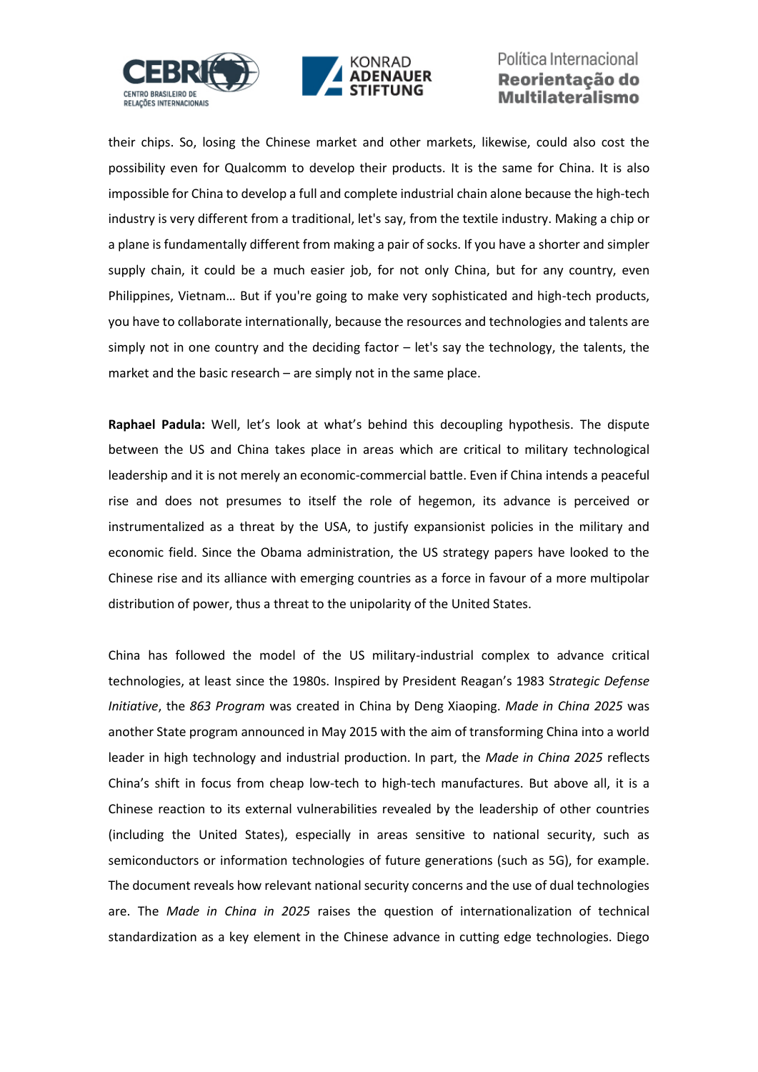their chips. So, losing the Chinese market and other markets, likewise, could also cost the possibility even for Qualcomm to develop their products. It is the same for China. It is also impossible for China to develop a full and complete industrial chain alone because the high-tech industry is very different from a traditional, let's say, from the textile industry. Making a chip or a plane is fundamentally different from making a pair of socks. If you have a shorter and simpler supply chain, it could be a much easier job, for not only China, but for any country, even Philippines, Vietnam… But if you're going to make very sophisticated and high-tech products, you have to collaborate internationally, because the resources and technologies and talents are simply not in one country and the deciding factor – let's say the technology, the talents, the market and the basic research – are simply not in the same place.

**Raphael Padula:** Well, let's look at what's behind this decoupling hypothesis. The dispute between the US and China takes place in areas which are critical to military technological leadership and it is not merely an economic-commercial battle. Even if China intends a peaceful rise and does not presumes to itself the role of hegemon, its advance is perceived or instrumentalized as a threat by the USA, to justify expansionist policies in the military and economic field. Since the Obama administration, the US strategy papers have looked to the Chinese rise and its alliance with emerging countries as a force in favour of a more multipolar distribution of power, thus a threat to the unipolarity of the United States.

China has followed the model of the US military-industrial complex to advance critical technologies, at least since the 1980s. Inspired by President Reagan's 1983 S*trategic Defense Initiative*, the *863 Program* was created in China by Deng Xiaoping. *Made in China 2025* was another State program announced in May 2015 with the aim of transforming China into a world leader in high technology and industrial production. In part, the *Made in China 2025* reflects China's shift in focus from cheap low-tech to high-tech manufactures. But above all, it is a Chinese reaction to its external vulnerabilities revealed by the leadership of other countries (including the United States), especially in areas sensitive to national security, such as semiconductors or information technologies of future generations (such as 5G), for example. The document reveals how relevant national security concerns and the use of dual technologies are. The *Made in China in 2025* raises the question of internationalization of technical standardization as a key element in the Chinese advance in cutting edge technologies. Diego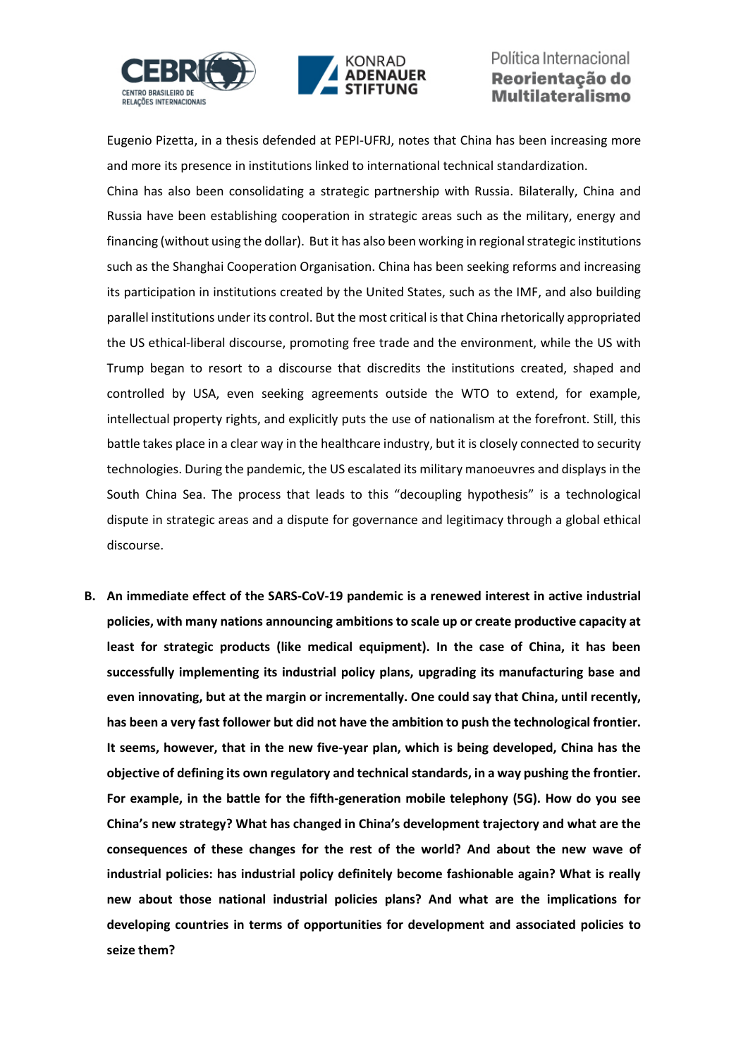Eugenio Pizetta, in a thesis defended at PEPI-UFRJ, notes that China has been increasing more and more its presence in institutions linked to international technical standardization.

China has also been consolidating a strategic partnership with Russia. Bilaterally, China and Russia have been establishing cooperation in strategic areas such as the military, energy and financing (without using the dollar). But it has also been working in regional strategic institutions such as the Shanghai Cooperation Organisation. China has been seeking reforms and increasing its participation in institutions created by the United States, such as the IMF, and also building parallel institutions under its control. But the most critical is that China rhetorically appropriated the US ethical-liberal discourse, promoting free trade and the environment, while the US with Trump began to resort to a discourse that discredits the institutions created, shaped and controlled by USA, even seeking agreements outside the WTO to extend, for example, intellectual property rights, and explicitly puts the use of nationalism at the forefront. Still, this battle takes place in a clear way in the healthcare industry, but it is closely connected to security technologies. During the pandemic, the US escalated its military manoeuvres and displays in the South China Sea. The process that leads to this "decoupling hypothesis" is a technological dispute in strategic areas and a dispute for governance and legitimacy through a global ethical discourse.

**B. An immediate effect of the SARS-CoV-19 pandemic is a renewed interest in active industrial policies, with many nations announcing ambitions to scale up or create productive capacity at least for strategic products (like medical equipment). In the case of China, it has been successfully implementing its industrial policy plans, upgrading its manufacturing base and even innovating, but at the margin or incrementally. One could say that China, until recently, has been a very fast follower but did not have the ambition to push the technological frontier. It seems, however, that in the new five-year plan, which is being developed, China has the objective of defining its own regulatory and technical standards, in a way pushing the frontier. For example, in the battle for the fifth-generation mobile telephony (5G). How do you see China's new strategy? What has changed in China's development trajectory and what are the consequences of these changes for the rest of the world? And about the new wave of industrial policies: has industrial policy definitely become fashionable again? What is really new about those national industrial policies plans? And what are the implications for developing countries in terms of opportunities for development and associated policies to seize them?**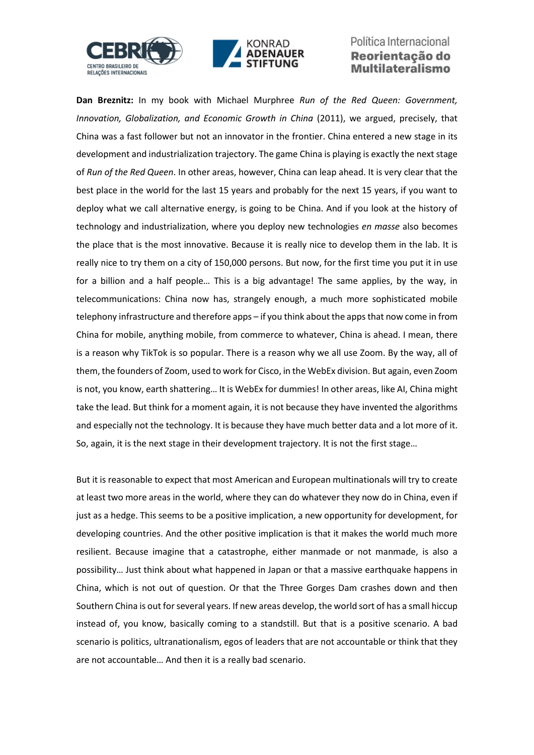**Dan Breznitz:** In my book with Michael Murphree *Run of the Red Queen: Government, Innovation, Globalization, and Economic Growth in China* (2011), we argued, precisely, that China was a fast follower but not an innovator in the frontier. China entered a new stage in its development and industrialization trajectory. The game China is playing is exactly the next stage of *Run of the Red Queen*. In other areas, however, China can leap ahead. It is very clear that the best place in the world for the last 15 years and probably for the next 15 years, if you want to deploy what we call alternative energy, is going to be China. And if you look at the history of technology and industrialization, where you deploy new technologies *en masse* also becomes the place that is the most innovative. Because it is really nice to develop them in the lab. It is really nice to try them on a city of 150,000 persons. But now, for the first time you put it in use for a billion and a half people… This is a big advantage! The same applies, by the way, in telecommunications: China now has, strangely enough, a much more sophisticated mobile telephony infrastructure and therefore apps – if you think about the apps that now come in from China for mobile, anything mobile, from commerce to whatever, China is ahead. I mean, there is a reason why TikTok is so popular. There is a reason why we all use Zoom. By the way, all of them, the founders of Zoom, used to work for Cisco, in the WebEx division. But again, even Zoom is not, you know, earth shattering… It is WebEx for dummies! In other areas, like AI, China might take the lead. But think for a moment again, it is not because they have invented the algorithms and especially not the technology. It is because they have much better data and a lot more of it. So, again, it is the next stage in their development trajectory. It is not the first stage…

But it is reasonable to expect that most American and European multinationals will try to create at least two more areas in the world, where they can do whatever they now do in China, even if just as a hedge. This seems to be a positive implication, a new opportunity for development, for developing countries. And the other positive implication is that it makes the world much more resilient. Because imagine that a catastrophe, either manmade or not manmade, is also a possibility… Just think about what happened in Japan or that a massive earthquake happens in China, which is not out of question. Or that the Three Gorges Dam crashes down and then Southern China is out for several years. If new areas develop, the world sort of has a small hiccup instead of, you know, basically coming to a standstill. But that is a positive scenario. A bad scenario is politics, ultranationalism, egos of leaders that are not accountable or think that they are not accountable… And then it is a really bad scenario.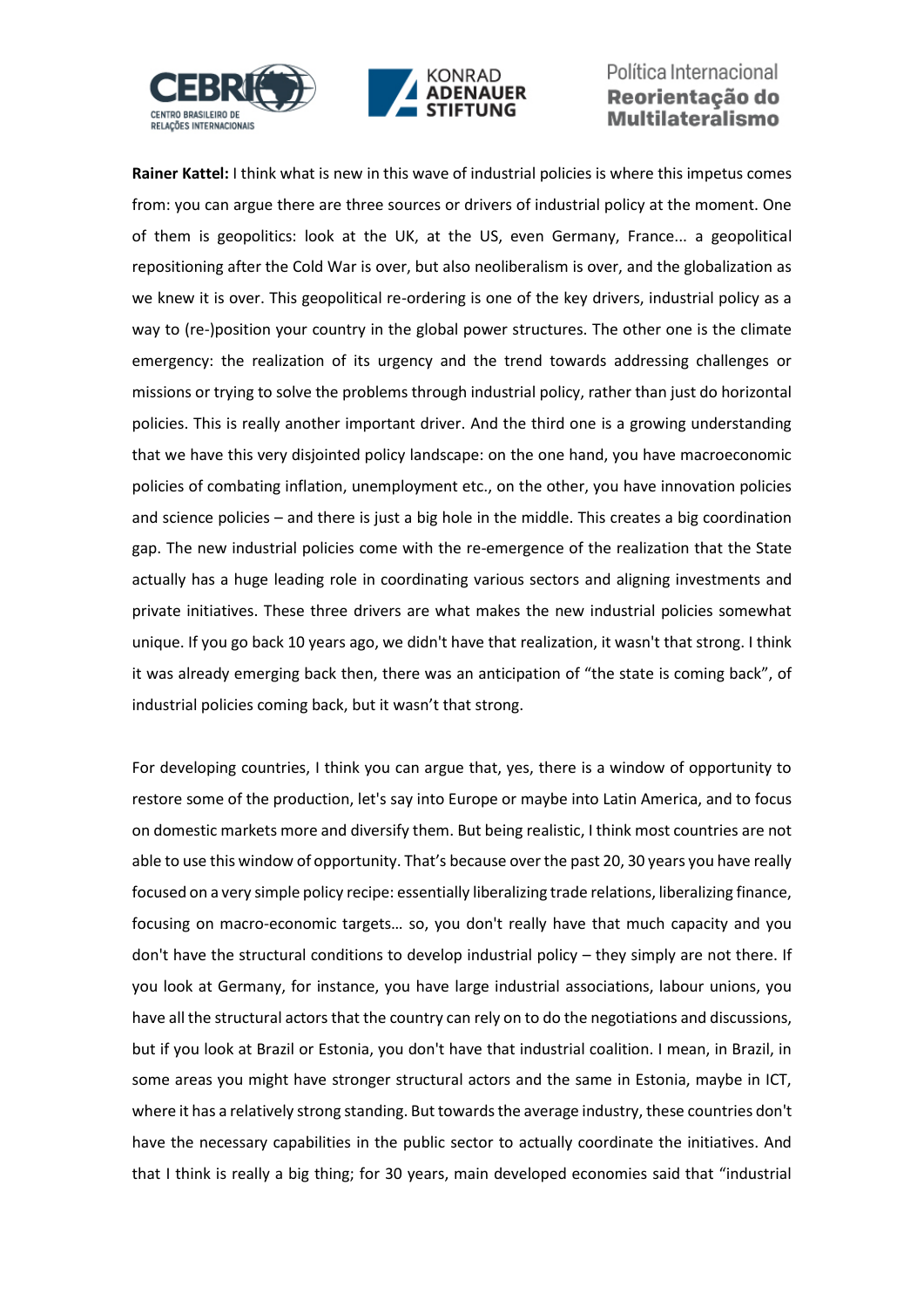**Rainer Kattel:** I think what is new in this wave of industrial policies is where this impetus comes from: you can argue there are three sources or drivers of industrial policy at the moment. One of them is geopolitics: look at the UK, at the US, even Germany, France... a geopolitical repositioning after the Cold War is over, but also neoliberalism is over, and the globalization as we knew it is over. This geopolitical re-ordering is one of the key drivers, industrial policy as a way to (re-)position your country in the global power structures. The other one is the climate emergency: the realization of its urgency and the trend towards addressing challenges or missions or trying to solve the problems through industrial policy, rather than just do horizontal policies. This is really another important driver. And the third one is a growing understanding that we have this very disjointed policy landscape: on the one hand, you have macroeconomic policies of combating inflation, unemployment etc., on the other, you have innovation policies and science policies – and there is just a big hole in the middle. This creates a big coordination gap. The new industrial policies come with the re-emergence of the realization that the State actually has a huge leading role in coordinating various sectors and aligning investments and private initiatives. These three drivers are what makes the new industrial policies somewhat unique. If you go back 10 years ago, we didn't have that realization, it wasn't that strong. I think it was already emerging back then, there was an anticipation of "the state is coming back", of industrial policies coming back, but it wasn't that strong.

For developing countries, I think you can argue that, yes, there is a window of opportunity to restore some of the production, let's say into Europe or maybe into Latin America, and to focus on domestic markets more and diversify them. But being realistic, I think most countries are not able to use this window of opportunity. That's because over the past 20, 30 years you have really focused on a very simple policy recipe: essentially liberalizing trade relations, liberalizing finance, focusing on macro-economic targets… so, you don't really have that much capacity and you don't have the structural conditions to develop industrial policy – they simply are not there. If you look at Germany, for instance, you have large industrial associations, labour unions, you have all the structural actors that the country can rely on to do the negotiations and discussions, but if you look at Brazil or Estonia, you don't have that industrial coalition. I mean, in Brazil, in some areas you might have stronger structural actors and the same in Estonia, maybe in ICT, where it has a relatively strong standing. But towards the average industry, these countries don't have the necessary capabilities in the public sector to actually coordinate the initiatives. And that I think is really a big thing; for 30 years, main developed economies said that "industrial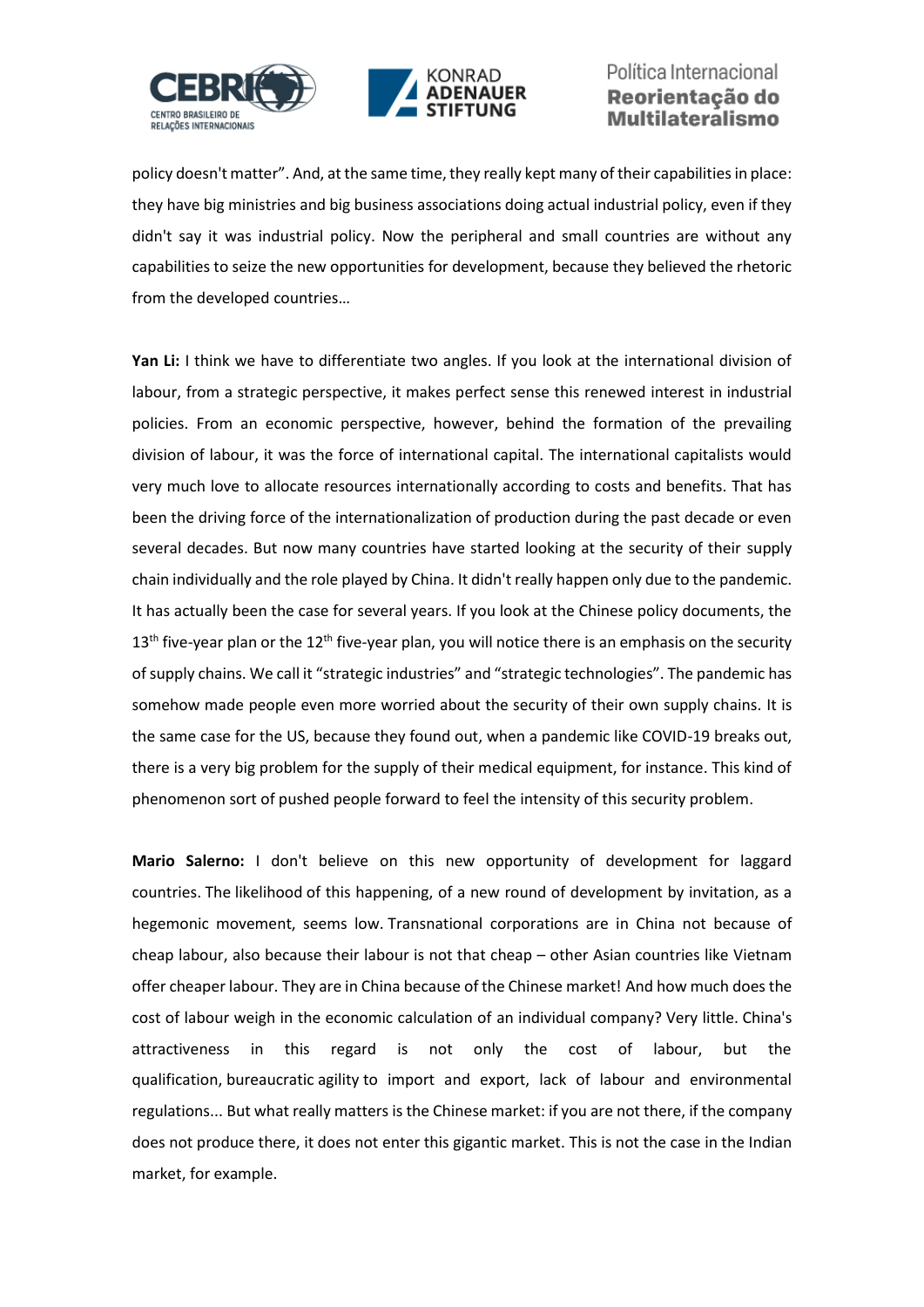policy doesn't matter". And, at the same time, they really kept many of their capabilities in place: they have big ministries and big business associations doing actual industrial policy, even if they didn't say it was industrial policy. Now the peripheral and small countries are without any capabilities to seize the new opportunities for development, because they believed the rhetoric from the developed countries...

**Yan Li:** I think we have to differentiate two angles. If you look at the international division of labour, from a strategic perspective, it makes perfect sense this renewed interest in industrial policies. From an economic perspective, however, behind the formation of the prevailing division of labour, it was the force of international capital. The international capitalists would very much love to allocate resources internationally according to costs and benefits. That has been the driving force of the internationalization of production during the past decade or even several decades. But now many countries have started looking at the security of their supply chain individually and the role played by China. It didn't really happen only due to the pandemic. It has actually been the case for several years. If you look at the Chinese policy documents, the 13th five-year plan or the 12th five-year plan, you will notice there is an emphasis on the security of supply chains. We call it "strategic industries" and "strategic technologies". The pandemic has somehow made people even more worried about the security of their own supply chains. It is the same case for the US, because they found out, when a pandemic like COVID-19 breaks out, there is a very big problem for the supply of their medical equipment, for instance. This kind of phenomenon sort of pushed people forward to feel the intensity of this security problem.

**Mario Salerno:** I don't believe on this new opportunity of development for laggard countries. The likelihood of this happening, of a new round of development by invitation, as a hegemonic movement, seems low. Transnational corporations are in China not because of cheap labour, also because their labour is not that cheap – other Asian countries like Vietnam offer cheaper labour. They are in China because of the Chinese market! And how much does the cost of labour weigh in the economic calculation of an individual company? Very little. China's attractiveness in this regard is not only the cost of labour, but the qualification, bureaucratic agility to import and export, lack of labour and environmental regulations... But what really matters is the Chinese market: if you are not there, if the company does not produce there, it does not enter this gigantic market. This is not the case in the Indian market, for example.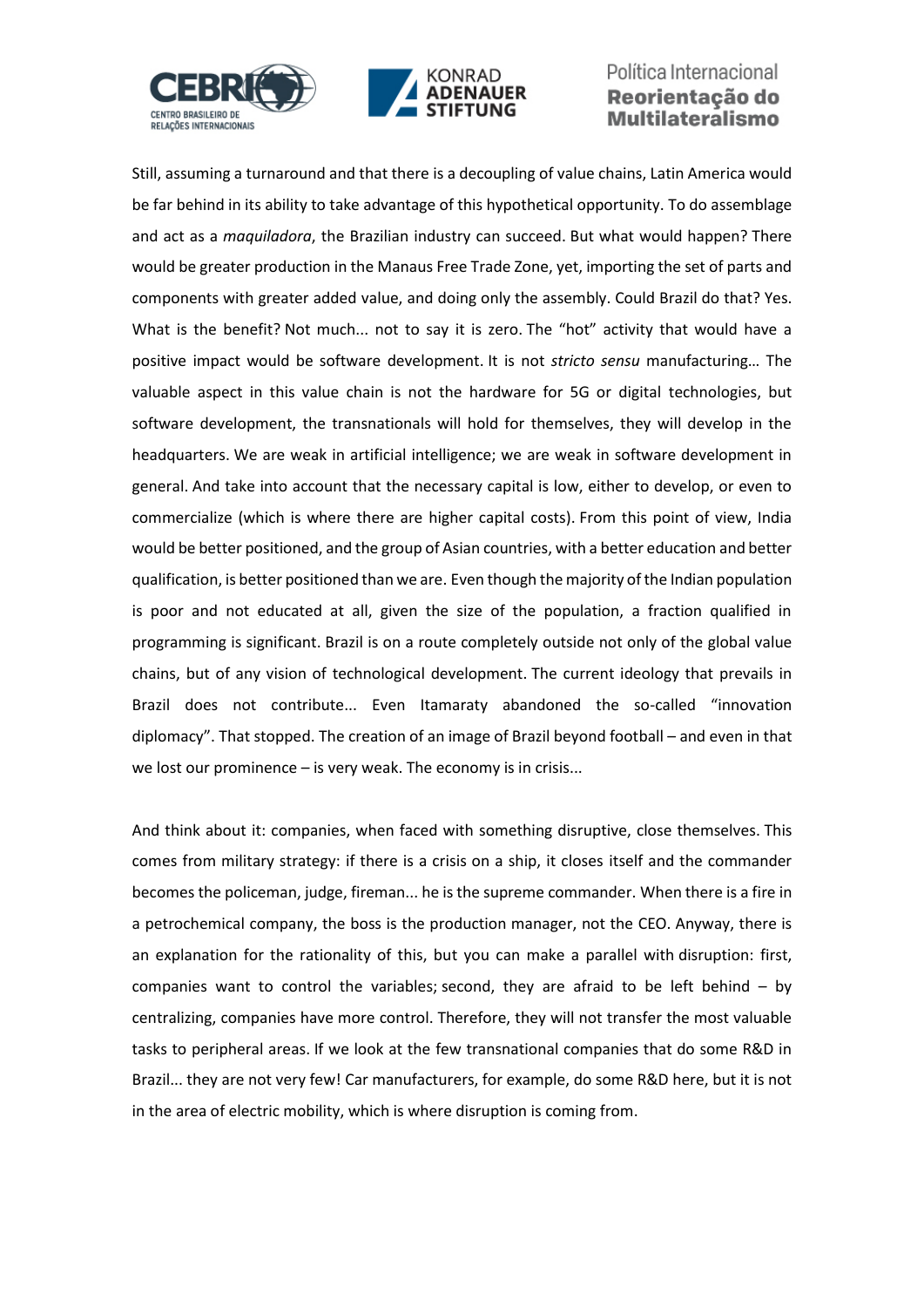Still, assuming a turnaround and that there is a decoupling of value chains, Latin America would be far behind in its ability to take advantage of this hypothetical opportunity. To do assemblage and act as a *maquiladora*, the Brazilian industry can succeed. But what would happen? There would be greater production in the Manaus Free Trade Zone, yet, importing the set of parts and components with greater added value, and doing only the assembly. Could Brazil do that? Yes. What is the benefit? Not much... not to say it is zero. The "hot" activity that would have a positive impact would be software development. It is not *stricto sensu* manufacturing… The valuable aspect in this value chain is not the hardware for 5G or digital technologies, but software development, the transnationals will hold for themselves, they will develop in the headquarters. We are weak in artificial intelligence; we are weak in software development in general. And take into account that the necessary capital is low, either to develop, or even to commercialize (which is where there are higher capital costs). From this point of view, India would be better positioned, and the group of Asian countries, with a better education and better qualification, is better positioned than we are. Even though the majority of the Indian population is poor and not educated at all, given the size of the population, a fraction qualified in programming is significant. Brazil is on a route completely outside not only of the global value chains, but of any vision of technological development. The current ideology that prevails in Brazil does not contribute... Even Itamaraty abandoned the so-called "innovation diplomacy". That stopped. The creation of an image of Brazil beyond football – and even in that we lost our prominence – is very weak. The economy is in crisis...

And think about it: companies, when faced with something disruptive, close themselves. This comes from military strategy: if there is a crisis on a ship, it closes itself and the commander becomes the policeman, judge, fireman... he is the supreme commander. When there is a fire in a petrochemical company, the boss is the production manager, not the CEO. Anyway, there is an explanation for the rationality of this, but you can make a parallel with disruption: first, companies want to control the variables; second, they are afraid to be left behind – by centralizing, companies have more control. Therefore, they will not transfer the most valuable tasks to peripheral areas. If we look at the few transnational companies that do some R&D in Brazil... they are not very few! Car manufacturers, for example, do some R&D here, but it is not in the area of electric mobility, which is where disruption is coming from.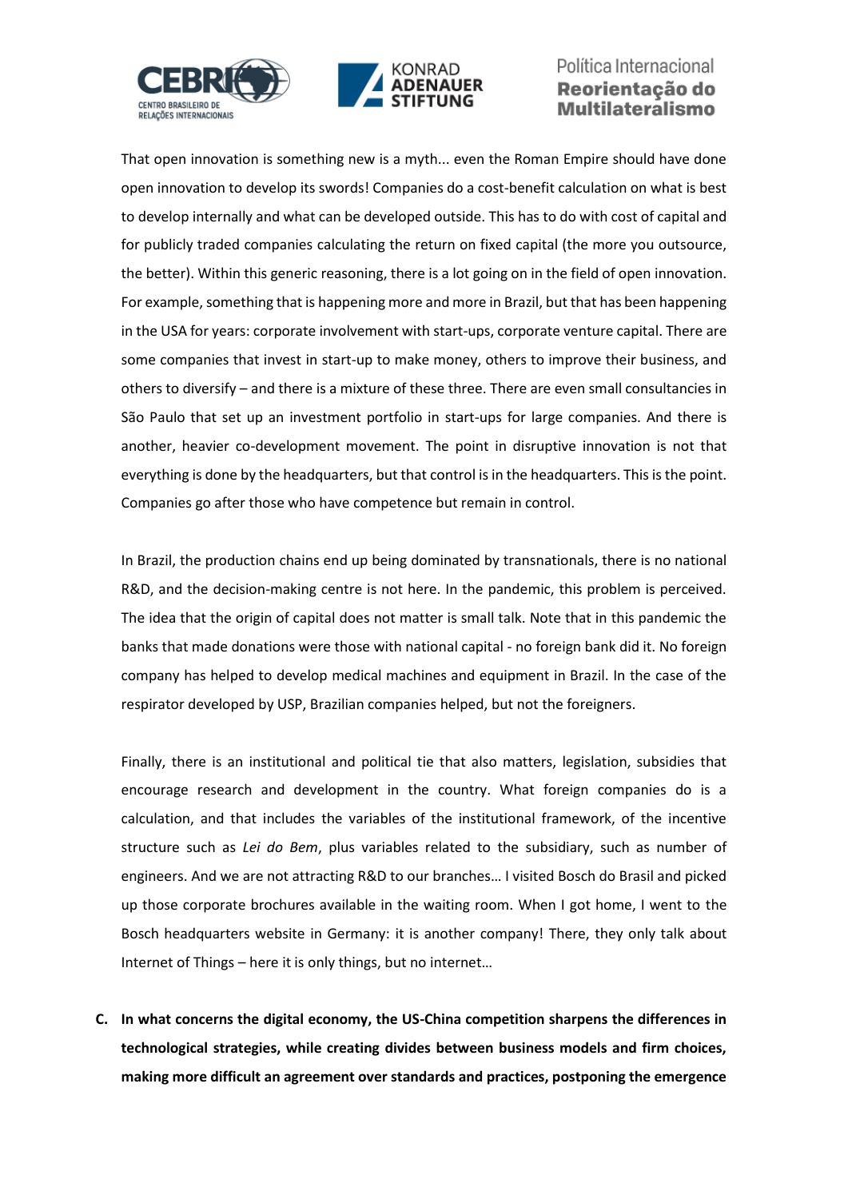That open innovation is something new is a myth... even the Roman Empire should have done open innovation to develop its swords! Companies do a cost-benefit calculation on what is best to develop internally and what can be developed outside. This has to do with cost of capital and for publicly traded companies calculating the return on fixed capital (the more you outsource, the better). Within this generic reasoning, there is a lot going on in the field of open innovation. For example, something that is happening more and more in Brazil, but that has been happening in the USA for years: corporate involvement with start-ups, corporate venture capital. There are some companies that invest in start-up to make money, others to improve their business, and others to diversify – and there is a mixture of these three. There are even small consultancies in São Paulo that set up an investment portfolio in start-ups for large companies. And there is another, heavier co-development movement. The point in disruptive innovation is not that everything is done by the headquarters, but that control is in the headquarters. This is the point. Companies go after those who have competence but remain in control.

In Brazil, the production chains end up being dominated by transnationals, there is no national R&D, and the decision-making centre is not here. In the pandemic, this problem is perceived. The idea that the origin of capital does not matter is small talk. Note that in this pandemic the banks that made donations were those with national capital - no foreign bank did it. No foreign company has helped to develop medical machines and equipment in Brazil. In the case of the respirator developed by USP, Brazilian companies helped, but not the foreigners.

Finally, there is an institutional and political tie that also matters, legislation, subsidies that encourage research and development in the country. What foreign companies do is a calculation, and that includes the variables of the institutional framework, of the incentive structure such as *Lei do Bem*, plus variables related to the subsidiary, such as number of engineers. And we are not attracting R&D to our branches… I visited Bosch do Brasil and picked up those corporate brochures available in the waiting room. When I got home, I went to the Bosch headquarters website in Germany: it is another company! There, they only talk about Internet of Things – here it is only things, but no internet…

**C. In what concerns the digital economy, the US-China competition sharpens the differences in technological strategies, while creating divides between business models and firm choices, making more difficult an agreement over standards and practices, postponing the emergence**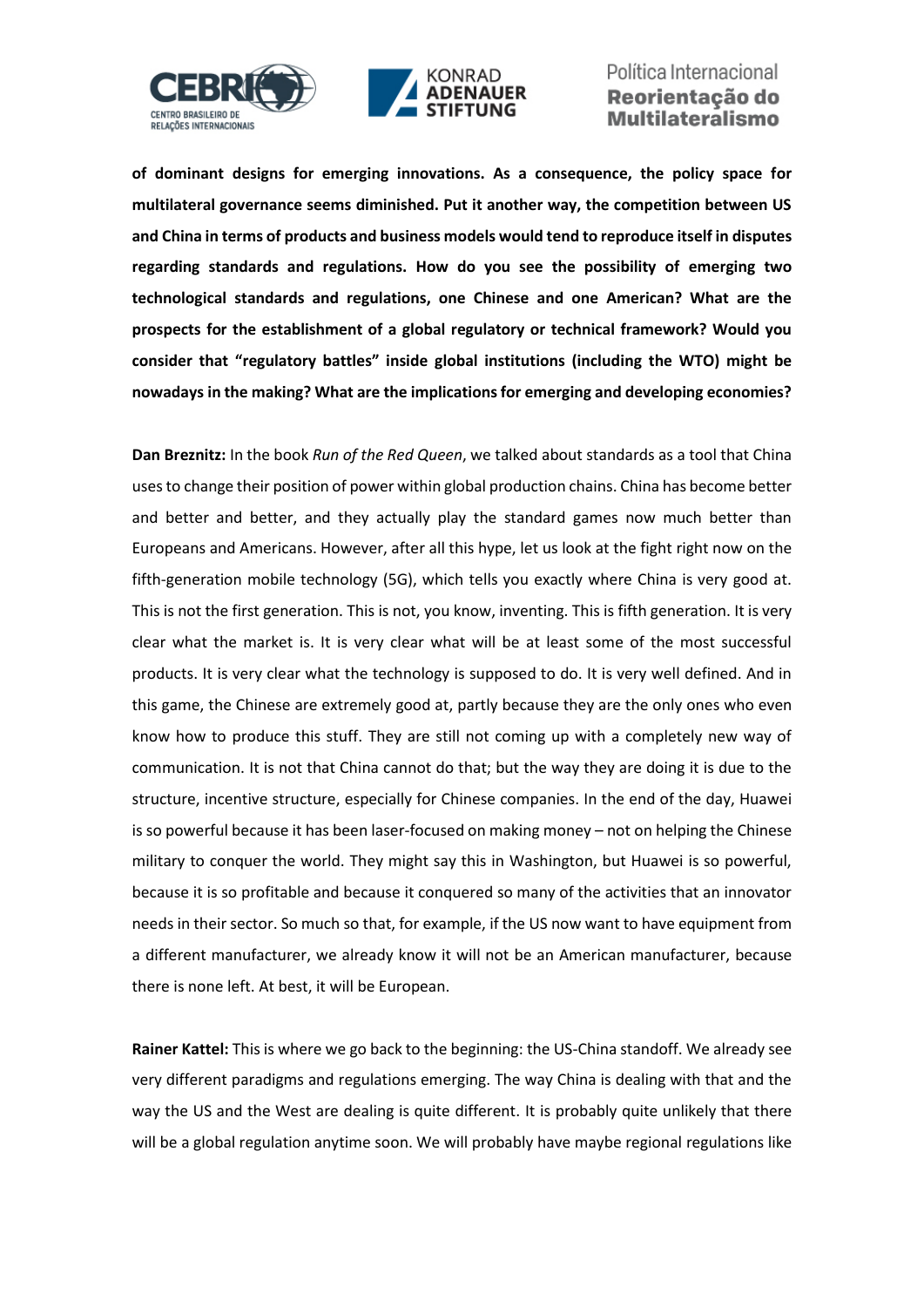**of dominant designs for emerging innovations. As a consequence, the policy space for multilateral governance seems diminished. Put it another way, the competition between US and China in terms of products and business models would tend to reproduce itself in disputes regarding standards and regulations. How do you see the possibility of emerging two technological standards and regulations, one Chinese and one American? What are the prospects for the establishment of a global regulatory or technical framework? Would you consider that "regulatory battles" inside global institutions (including the WTO) might be nowadays in the making? What are the implications for emerging and developing economies?**

**Dan Breznitz:** In the book *Run of the Red Queen*, we talked about standards as a tool that China uses to change their position of power within global production chains. China has become better and better and better, and they actually play the standard games now much better than Europeans and Americans. However, after all this hype, let us look at the fight right now on the fifth-generation mobile technology (5G), which tells you exactly where China is very good at. This is not the first generation. This is not, you know, inventing. This is fifth generation. It is very clear what the market is. It is very clear what will be at least some of the most successful products. It is very clear what the technology is supposed to do. It is very well defined. And in this game, the Chinese are extremely good at, partly because they are the only ones who even know how to produce this stuff. They are still not coming up with a completely new way of communication. It is not that China cannot do that; but the way they are doing it is due to the structure, incentive structure, especially for Chinese companies. In the end of the day, Huawei is so powerful because it has been laser-focused on making money – not on helping the Chinese military to conquer the world. They might say this in Washington, but Huawei is so powerful, because it is so profitable and because it conquered so many of the activities that an innovator needs in their sector. So much so that, for example, if the US now want to have equipment from a different manufacturer, we already know it will not be an American manufacturer, because there is none left. At best, it will be European.

**Rainer Kattel:** This is where we go back to the beginning: the US-China standoff. We already see very different paradigms and regulations emerging. The way China is dealing with that and the way the US and the West are dealing is quite different. It is probably quite unlikely that there will be a global regulation anytime soon. We will probably have maybe regional regulations like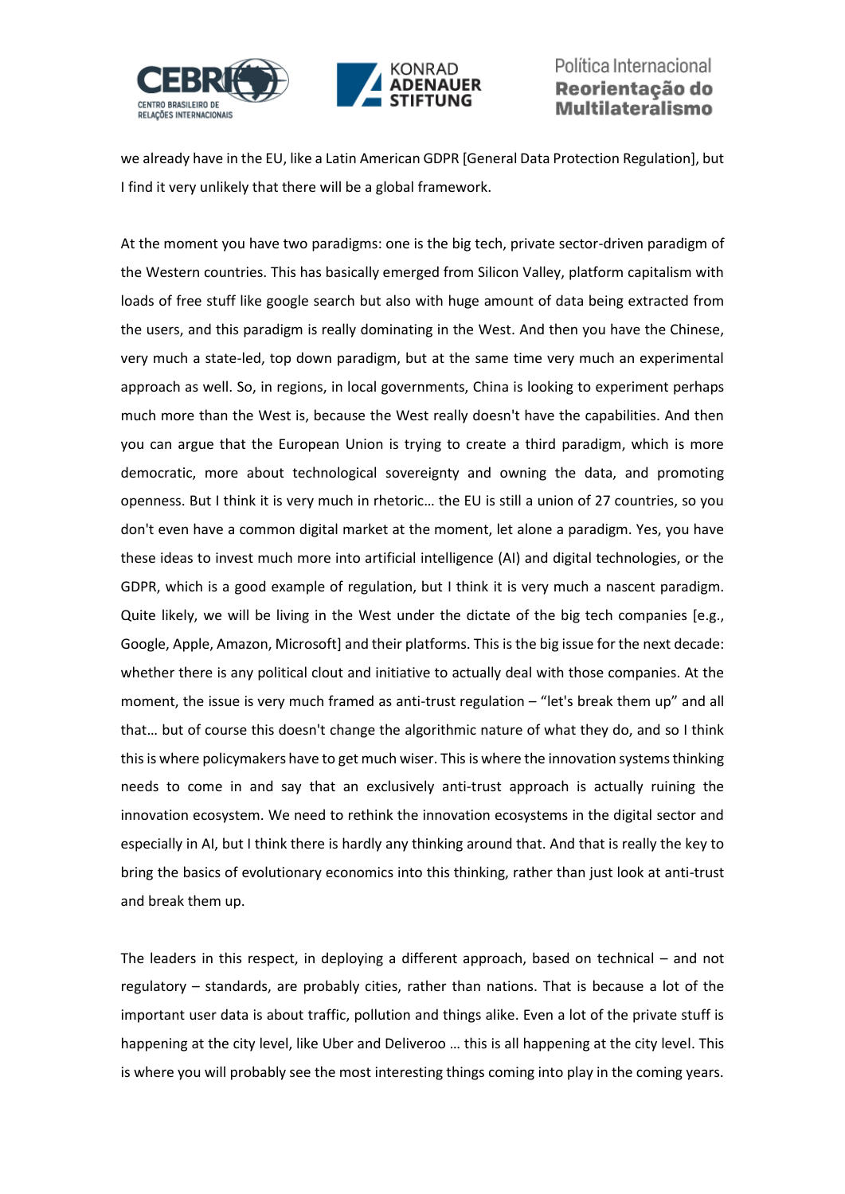we already have in the EU, like a Latin American GDPR [General Data Protection Regulation], but I find it very unlikely that there will be a global framework.

At the moment you have two paradigms: one is the big tech, private sector-driven paradigm of the Western countries. This has basically emerged from Silicon Valley, platform capitalism with loads of free stuff like google search but also with huge amount of data being extracted from the users, and this paradigm is really dominating in the West. And then you have the Chinese, very much a state-led, top down paradigm, but at the same time very much an experimental approach as well. So, in regions, in local governments, China is looking to experiment perhaps much more than the West is, because the West really doesn't have the capabilities. And then you can argue that the European Union is trying to create a third paradigm, which is more democratic, more about technological sovereignty and owning the data, and promoting openness. But I think it is very much in rhetoric… the EU is still a union of 27 countries, so you don't even have a common digital market at the moment, let alone a paradigm. Yes, you have these ideas to invest much more into artificial intelligence (AI) and digital technologies, or the GDPR, which is a good example of regulation, but I think it is very much a nascent paradigm. Quite likely, we will be living in the West under the dictate of the big tech companies [e.g., Google, Apple, Amazon, Microsoft] and their platforms. This is the big issue for the next decade: whether there is any political clout and initiative to actually deal with those companies. At the moment, the issue is very much framed as anti-trust regulation – "let's break them up" and all that… but of course this doesn't change the algorithmic nature of what they do, and so I think this is where policymakers have to get much wiser. This is where the innovation systems thinking needs to come in and say that an exclusively anti-trust approach is actually ruining the innovation ecosystem. We need to rethink the innovation ecosystems in the digital sector and especially in AI, but I think there is hardly any thinking around that. And that is really the key to bring the basics of evolutionary economics into this thinking, rather than just look at anti-trust and break them up.

The leaders in this respect, in deploying a different approach, based on technical – and not regulatory – standards, are probably cities, rather than nations. That is because a lot of the important user data is about traffic, pollution and things alike. Even a lot of the private stuff is happening at the city level, like Uber and Deliveroo … this is all happening at the city level. This is where you will probably see the most interesting things coming into play in the coming years.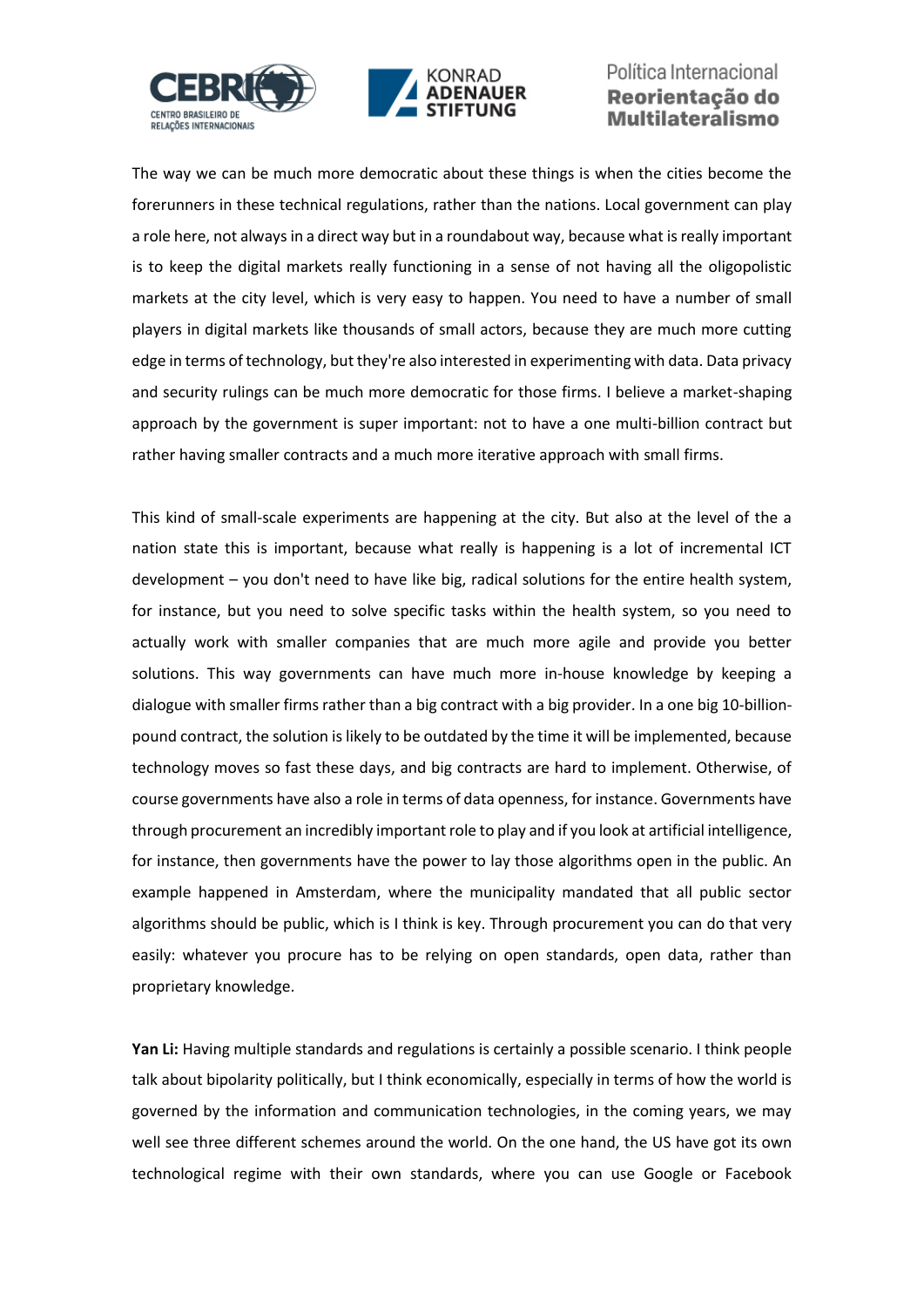The way we can be much more democratic about these things is when the cities become the forerunners in these technical regulations, rather than the nations. Local government can play a role here, not always in a direct way but in a roundabout way, because what is really important is to keep the digital markets really functioning in a sense of not having all the oligopolistic markets at the city level, which is very easy to happen. You need to have a number of small players in digital markets like thousands of small actors, because they are much more cutting edge in terms of technology, but they're also interested in experimenting with data. Data privacy and security rulings can be much more democratic for those firms. I believe a market-shaping approach by the government is super important: not to have a one multi-billion contract but rather having smaller contracts and a much more iterative approach with small firms.

This kind of small-scale experiments are happening at the city. But also at the level of the a nation state this is important, because what really is happening is a lot of incremental ICT development – you don't need to have like big, radical solutions for the entire health system, for instance, but you need to solve specific tasks within the health system, so you need to actually work with smaller companies that are much more agile and provide you better solutions. This way governments can have much more in-house knowledge by keeping a dialogue with smaller firms rather than a big contract with a big provider. In a one big 10-billion-pound contract, the solution is likely to be outdated by the time it will be implemented, because technology moves so fast these days, and big contracts are hard to implement. Otherwise, of course governments have also a role in terms of data openness, for instance. Governments have through procurement an incredibly important role to play and if you look at artificial intelligence, for instance, then governments have the power to lay those algorithms open in the public. An example happened in Amsterdam, where the municipality mandated that all public sector algorithms should be public, which is I think is key. Through procurement you can do that very easily: whatever you procure has to be relying on open standards, open data, rather than proprietary knowledge.

**Yan Li:** Having multiple standards and regulations is certainly a possible scenario. I think people talk about bipolarity politically, but I think economically, especially in terms of how the world is governed by the information and communication technologies, in the coming years, we may well see three different schemes around the world. On the one hand, the US have got its own technological regime with their own standards, where you can use Google or Facebook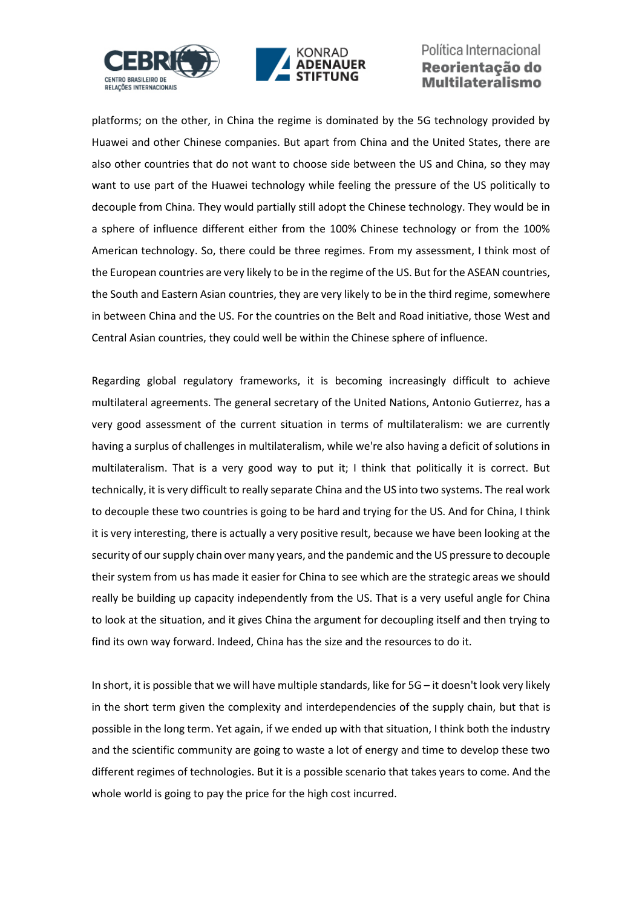platforms; on the other, in China the regime is dominated by the 5G technology provided by Huawei and other Chinese companies. But apart from China and the United States, there are also other countries that do not want to choose side between the US and China, so they may want to use part of the Huawei technology while feeling the pressure of the US politically to decouple from China. They would partially still adopt the Chinese technology. They would be in a sphere of influence different either from the 100% Chinese technology or from the 100% American technology. So, there could be three regimes. From my assessment, I think most of the European countries are very likely to be in the regime of the US. But for the ASEAN countries, the South and Eastern Asian countries, they are very likely to be in the third regime, somewhere in between China and the US. For the countries on the Belt and Road initiative, those West and Central Asian countries, they could well be within the Chinese sphere of influence.

Regarding global regulatory frameworks, it is becoming increasingly difficult to achieve multilateral agreements. The general secretary of the United Nations, Antonio Gutierrez, has a very good assessment of the current situation in terms of multilateralism: we are currently having a surplus of challenges in multilateralism, while we're also having a deficit of solutions in multilateralism. That is a very good way to put it; I think that politically it is correct. But technically, it is very difficult to really separate China and the US into two systems. The real work to decouple these two countries is going to be hard and trying for the US. And for China, I think it is very interesting, there is actually a very positive result, because we have been looking at the security of our supply chain over many years, and the pandemic and the US pressure to decouple their system from us has made it easier for China to see which are the strategic areas we should really be building up capacity independently from the US. That is a very useful angle for China to look at the situation, and it gives China the argument for decoupling itself and then trying to find its own way forward. Indeed, China has the size and the resources to do it.

In short, it is possible that we will have multiple standards, like for 5G – it doesn't look very likely in the short term given the complexity and interdependencies of the supply chain, but that is possible in the long term. Yet again, if we ended up with that situation, I think both the industry and the scientific community are going to waste a lot of energy and time to develop these two different regimes of technologies. But it is a possible scenario that takes years to come. And the whole world is going to pay the price for the high cost incurred.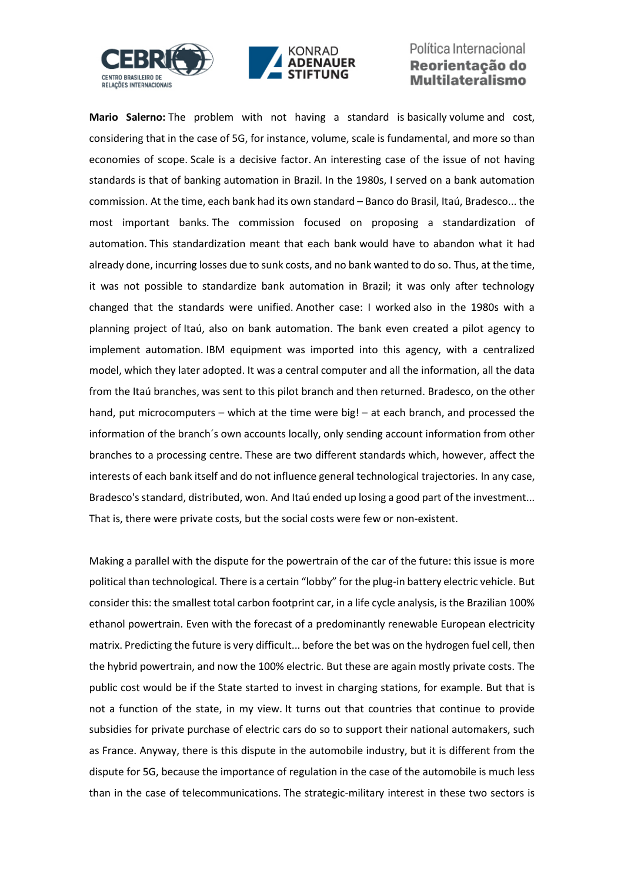**Mario Salerno:** The problem with not having a standard is basically volume and cost, considering that in the case of 5G, for instance, volume, scale is fundamental, and more so than economies of scope. Scale is a decisive factor. An interesting case of the issue of not having standards is that of banking automation in Brazil. In the 1980s, I served on a bank automation commission. At the time, each bank had its own standard – Banco do Brasil, Itaú, Bradesco... the most important banks. The commission focused on proposing a standardization of automation. This standardization meant that each bank would have to abandon what it had already done, incurring losses due to sunk costs, and no bank wanted to do so. Thus, at the time, it was not possible to standardize bank automation in Brazil; it was only after technology changed that the standards were unified. Another case: I worked also in the 1980s with a planning project of Itaú, also on bank automation. The bank even created a pilot agency to implement automation. IBM equipment was imported into this agency, with a centralized model, which they later adopted. It was a central computer and all the information, all the data from the Itaú branches, was sent to this pilot branch and then returned. Bradesco, on the other hand, put microcomputers – which at the time were big! – at each branch, and processed the information of the branch´s own accounts locally, only sending account information from other branches to a processing centre. These are two different standards which, however, affect the interests of each bank itself and do not influence general technological trajectories. In any case, Bradesco's standard, distributed, won. And Itaú ended up losing a good part of the investment... That is, there were private costs, but the social costs were few or non-existent.

Making a parallel with the dispute for the powertrain of the car of the future: this issue is more political than technological. There is a certain "lobby" for the plug-in battery electric vehicle. But consider this: the smallest total carbon footprint car, in a life cycle analysis, is the Brazilian 100% ethanol powertrain. Even with the forecast of a predominantly renewable European electricity matrix. Predicting the future is very difficult... before the bet was on the hydrogen fuel cell, then the hybrid powertrain, and now the 100% electric. But these are again mostly private costs. The public cost would be if the State started to invest in charging stations, for example. But that is not a function of the state, in my view. It turns out that countries that continue to provide subsidies for private purchase of electric cars do so to support their national automakers, such as France. Anyway, there is this dispute in the automobile industry, but it is different from the dispute for 5G, because the importance of regulation in the case of the automobile is much less than in the case of telecommunications. The strategic-military interest in these two sectors is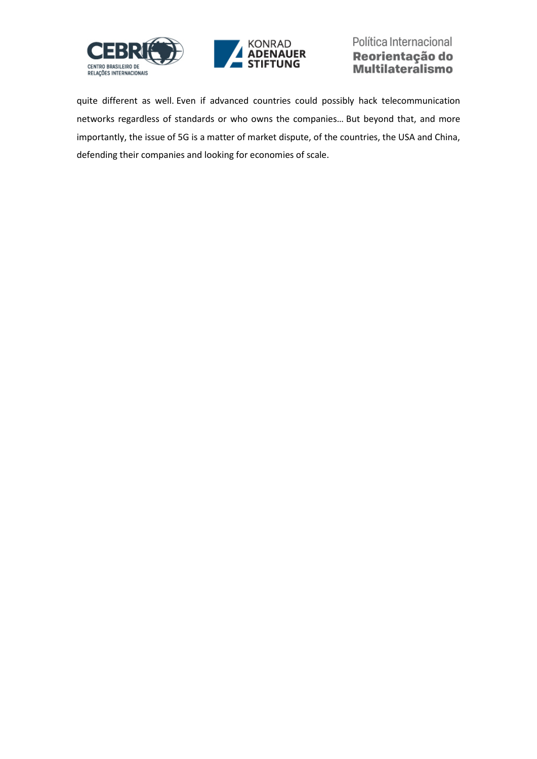quite different as well. Even if advanced countries could possibly hack telecommunication networks regardless of standards or who owns the companies… But beyond that, and more importantly, the issue of 5G is a matter of market dispute, of the countries, the USA and China, defending their companies and looking for economies of scale.